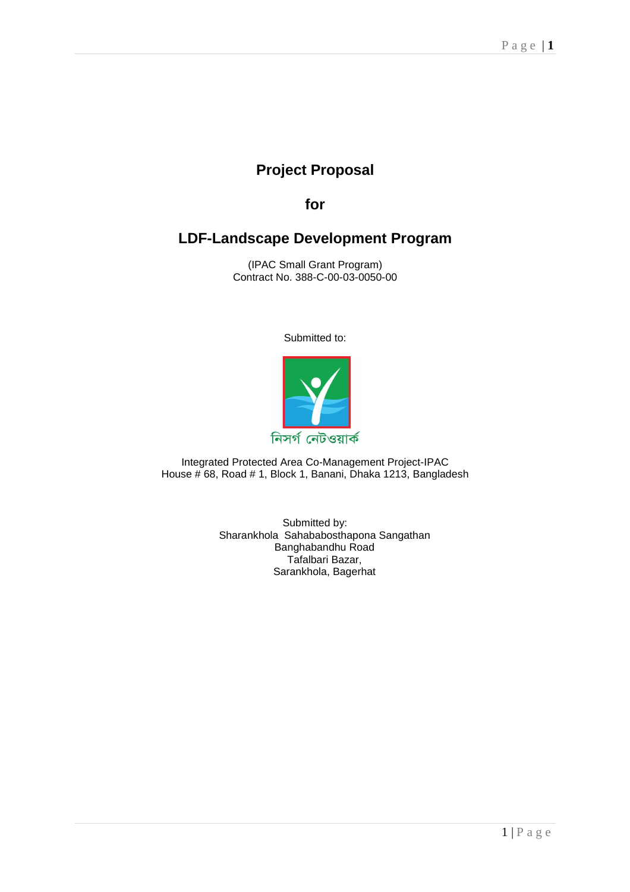# Project Proposal

## for

## LDF-Landscape Development Program

(IPAC Small Grant Program)
Contract No. 388-C-00-03-0050-00

Submitted to:

নিসর্গ নেটওয়ার্ক

Integrated Protected Area Co-Management Project-IPAC
House # 68, Road # 1, Block 1, Banani, Dhaka 1213, Bangladesh

Submitted by:
Sharankhola Sahababosthapona Sangathan
Banghabandhu Road
Tafalbari Bazar,
Sarankhola, Bagerhat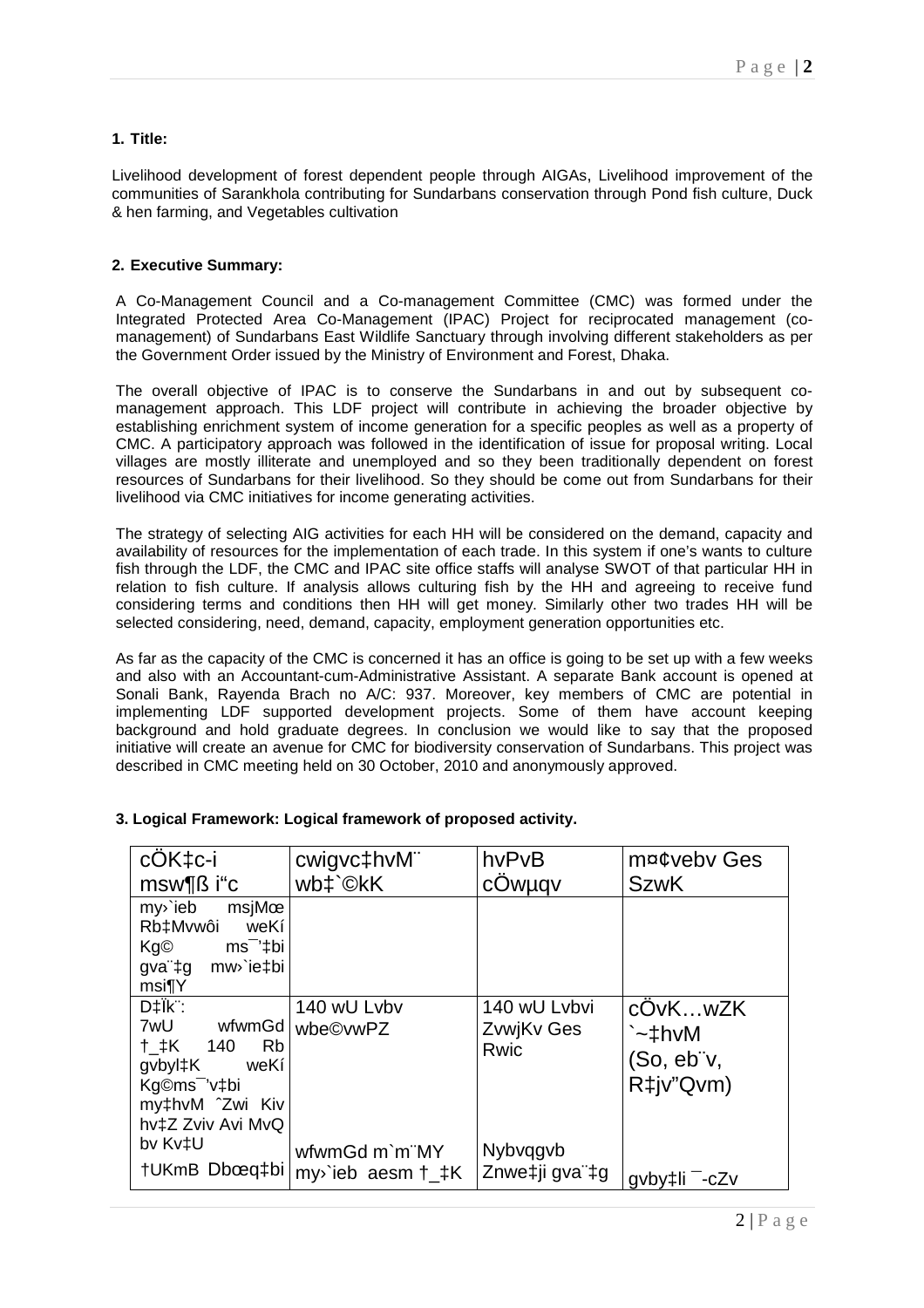**1. Title:**

Livelihood development of forest dependent people through AIGAs, Livelihood improvement of the communities of Sarankhola contributing for Sundarbans conservation through Pond fish culture, Duck & hen farming, and Vegetables cultivation

**2. Executive Summary:**

A Co-Management Council and a Co-management Committee (CMC) was formed under the Integrated Protected Area Co-Management (IPAC) Project for reciprocated management (co-management) of Sundarbans East Wildlife Sanctuary through involving different stakeholders as per the Government Order issued by the Ministry of Environment and Forest, Dhaka.

The overall objective of IPAC is to conserve the Sundarbans in and out by subsequent co-management approach. This LDF project will contribute in achieving the broader objective by establishing enrichment system of income generation for a specific peoples as well as a property of CMC. A participatory approach was followed in the identification of issue for proposal writing. Local villages are mostly illiterate and unemployed and so they been traditionally dependent on forest resources of Sundarbans for their livelihood. So they should be come out from Sundarbans for their livelihood via CMC initiatives for income generating activities.

The strategy of selecting AIG activities for each HH will be considered on the demand, capacity and availability of resources for the implementation of each trade. In this system if one's wants to culture fish through the LDF, the CMC and IPAC site office staffs will analyse SWOT of that particular HH in relation to fish culture. If analysis allows culturing fish by the HH and agreeing to receive fund considering terms and conditions then HH will get money. Similarly other two trades HH will be selected considering, need, demand, capacity, employment generation opportunities etc.

As far as the capacity of the CMC is concerned it has an office is going to be set up with a few weeks and also with an Accountant-cum-Administrative Assistant. A separate Bank account is opened at Sonali Bank, Rayenda Brach no A/C: 937. Moreover, key members of CMC are potential in implementing LDF supported development projects. Some of them have account keeping background and hold graduate degrees. In conclusion we would like to say that the proposed initiative will create an avenue for CMC for biodiversity conservation of Sundarbans. This project was described in CMC meeting held on 30 October, 2010 and anonymously approved.

**3. Logical Framework: Logical framework of proposed activity.**

| cÖK‡c-i msw¶ß i"c | cwigvc‡hvM¨ wb‡`©kK | hvPvB cÖwµqv | m¤¢vebv Ges SzwK |
|---|---|---|---|
| my›`ieb msjMœ Rb‡Mvwôi weKí Kg© ms¯'‡bi gva¨‡g mw›`ie‡bi msi¶Y | | | |
| D‡Ïk¨: 7wU wfwmGd †\_‡K 140 Rb gvbyl‡K weKí Kg©ms¯'v‡bi my‡hvM ˆZwi Kiv hv‡Z Zviv Avi MvQ bv Kv‡U †UKmB Dbœq‡bi | 140 wU Lvbv wbe©vwPZ<br><br>wfwmGd m`m¨MY my›`ieb aesm †\_‡K | 140 wU Lvbvi ZvwjKv Ges Rwic<br><br>Nybvqgvb Znwe‡ji gva¨‡g | cÖvK…wZK `~‡hvM (So, eb¨v, R‡jv"Qvm)<br><br>gvby‡li ¯-cZv |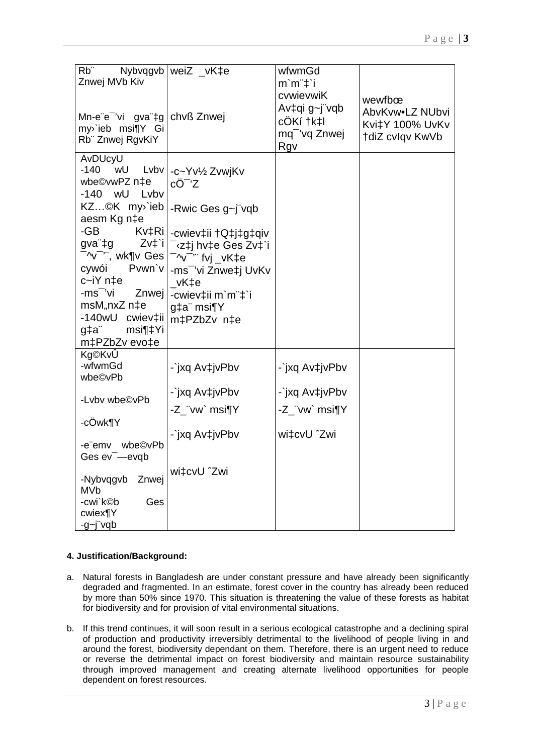| Rb¨ Nybvqgvb Znwej MVb Kiv<br><br>Mn-e¨e¯'vi gva¨‡g my›`ieb msi¶Y Gi Rb¨ Znwej RgvKiY | weiZ _vK‡e<br><br>chvß Znwej | wfwmGd m`m¨‡`i cvwievwiK Av‡qi g~j¨vqb cÖKí †k‡l mq¯'vq Znwej Rgv | wewfbœ AbvKvw•LZ NUbvi Kvi‡Y 100% UvKv †diZ cvIqv KwVb |
|---|---|---|---|
| AvDUcyU<br>-140 wU Lvbv wbe©vwPZ n‡e<br>-140 wU Lvbv KZ…©K my›`ieb aesm Kg n‡e<br>-GB Kv‡Ri gva¨‡g Zv‡`i ¯^v¯'¨, wk¶v Ges cywói Pvwn`v c~iY n‡e<br>-ms¯'vi Znwej msM„nxZ n‡e<br>-140wU cwiev‡ii g‡a¨ msi¶‡Yi m‡PZbZv evo‡e | -c~Yv½ ZvwjKv cÖ¯‘Z<br><br>-Rwic Ges g~j¨vqb<br><br>-cwiev‡ii †Q‡j‡g‡qiv ¯‹z‡j hv‡e Ges Zv‡`i ¯^v¯'¨ fvj _vK‡e<br>-ms¯'vi Znwe‡j UvKv _vK‡e<br>-cwiev‡ii m`m¨‡`i g‡a¨ msi¶Y m‡PZbZv n‡e | | |
| Kg©KvÛ<br>-wfwmGd wbe©vPb<br><br>-Lvbv wbe©vPb<br><br>-cÖwk¶Y<br><br>-e¨emv_ wbe©vPb Ges ev¯—evqb<br><br>-Nybvqgvb Znwej MVb<br>-cwi`k©b Ges cwiex¶Y<br>-g~j¨vqb | -`jxq Av‡jvPbv<br><br>-`jxq Av‡jvPbv<br>-Z_¨vw` msi¶Y<br><br>-`jxq Av‡jvPbv<br><br><br>wi‡cvU ˆZwi | -`jxq Av‡jvPbv<br><br>-`jxq Av‡jvPbv<br>-Z_¨vw` msi¶Y<br><br>wi‡cvU ˆZwi | |

**4. Justification/Background:**

a. Natural forests in Bangladesh are under constant pressure and have already been significantly degraded and fragmented. In an estimate, forest cover in the country has already been reduced by more than 50% since 1970. This situation is threatening the value of these forests as habitat for biodiversity and for provision of vital environmental situations.

b. If this trend continues, it will soon result in a serious ecological catastrophe and a declining spiral of production and productivity irreversibly detrimental to the livelihood of people living in and around the forest, biodiversity dependant on them. Therefore, there is an urgent need to reduce or reverse the detrimental impact on forest biodiversity and maintain resource sustainability through improved management and creating alternate livelihood opportunities for people dependent on forest resources.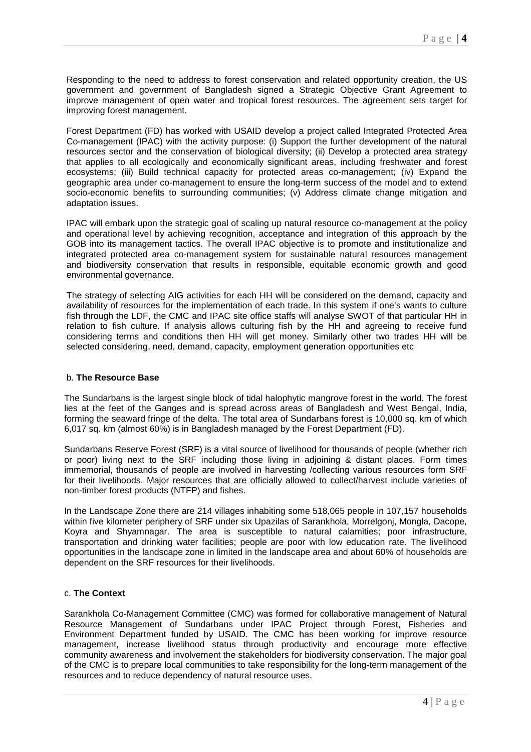Responding to the need to address to forest conservation and related opportunity creation, the US government and government of Bangladesh signed a Strategic Objective Grant Agreement to improve management of open water and tropical forest resources. The agreement sets target for improving forest management.

Forest Department (FD) has worked with USAID develop a project called Integrated Protected Area Co-management (IPAC) with the activity purpose: (i) Support the further development of the natural resources sector and the conservation of biological diversity; (ii) Develop a protected area strategy that applies to all ecologically and economically significant areas, including freshwater and forest ecosystems; (iii) Build technical capacity for protected areas co-management; (iv) Expand the geographic area under co-management to ensure the long-term success of the model and to extend socio-economic benefits to surrounding communities; (v) Address climate change mitigation and adaptation issues.

IPAC will embark upon the strategic goal of scaling up natural resource co-management at the policy and operational level by achieving recognition, acceptance and integration of this approach by the GOB into its management tactics. The overall IPAC objective is to promote and institutionalize and integrated protected area co-management system for sustainable natural resources management and biodiversity conservation that results in responsible, equitable economic growth and good environmental governance.

The strategy of selecting AIG activities for each HH will be considered on the demand, capacity and availability of resources for the implementation of each trade. In this system if one's wants to culture fish through the LDF, the CMC and IPAC site office staffs will analyse SWOT of that particular HH in relation to fish culture. If analysis allows culturing fish by the HH and agreeing to receive fund considering terms and conditions then HH will get money. Similarly other two trades HH will be selected considering, need, demand, capacity, employment generation opportunities etc

### b. The Resource Base

The Sundarbans is the largest single block of tidal halophytic mangrove forest in the world. The forest lies at the feet of the Ganges and is spread across areas of Bangladesh and West Bengal, India, forming the seaward fringe of the delta. The total area of Sundarbans forest is 10,000 sq. km of which 6,017 sq. km (almost 60%) is in Bangladesh managed by the Forest Department (FD).

Sundarbans Reserve Forest (SRF) is a vital source of livelihood for thousands of people (whether rich or poor) living next to the SRF including those living in adjoining & distant places. Form times immemorial, thousands of people are involved in harvesting /collecting various resources form SRF for their livelihoods. Major resources that are officially allowed to collect/harvest include varieties of non-timber forest products (NTFP) and fishes.

In the Landscape Zone there are 214 villages inhabiting some 518,065 people in 107,157 households within five kilometer periphery of SRF under six Upazilas of Sarankhola, Morrelgonj, Mongla, Dacope, Koyra and Shyamnagar. The area is susceptible to natural calamities; poor infrastructure, transportation and drinking water facilities; people are poor with low education rate. The livelihood opportunities in the landscape zone in limited in the landscape area and about 60% of households are dependent on the SRF resources for their livelihoods.

### c. The Context

Sarankhola Co-Management Committee (CMC) was formed for collaborative management of Natural Resource Management of Sundarbans under IPAC Project through Forest, Fisheries and Environment Department funded by USAID. The CMC has been working for improve resource management, increase livelihood status through productivity and encourage more effective community awareness and involvement the stakeholders for biodiversity conservation. The major goal of the CMC is to prepare local communities to take responsibility for the long-term management of the resources and to reduce dependency of natural resource uses.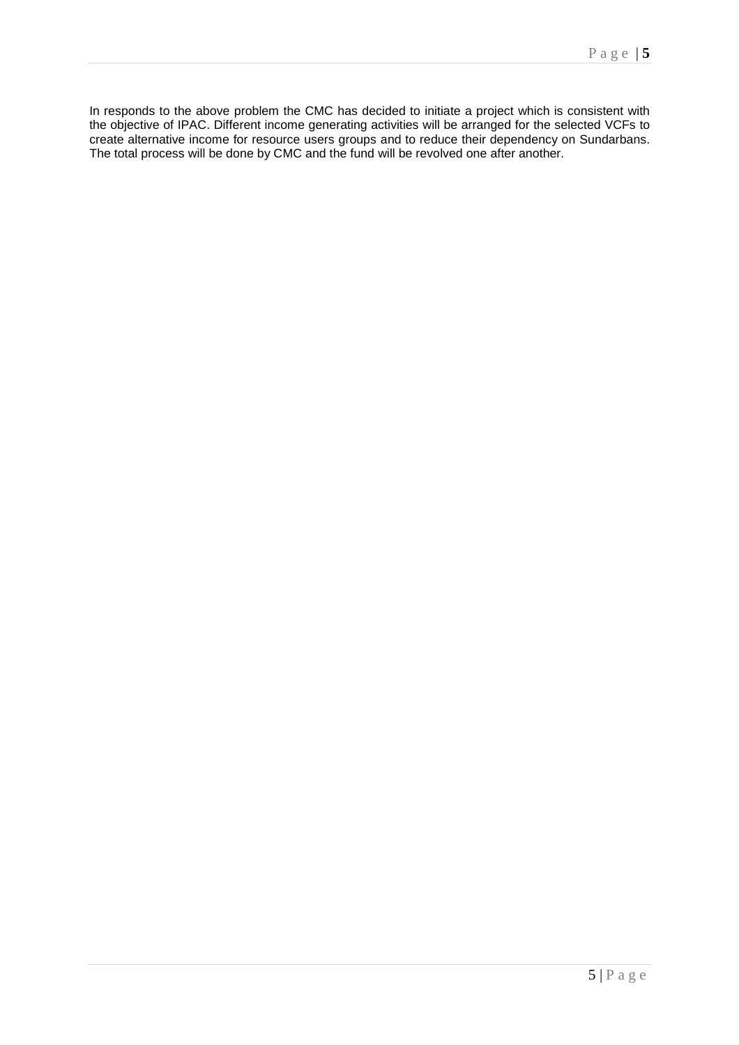In responds to the above problem the CMC has decided to initiate a project which is consistent with the objective of IPAC. Different income generating activities will be arranged for the selected VCFs to create alternative income for resource users groups and to reduce their dependency on Sundarbans. The total process will be done by CMC and the fund will be revolved one after another.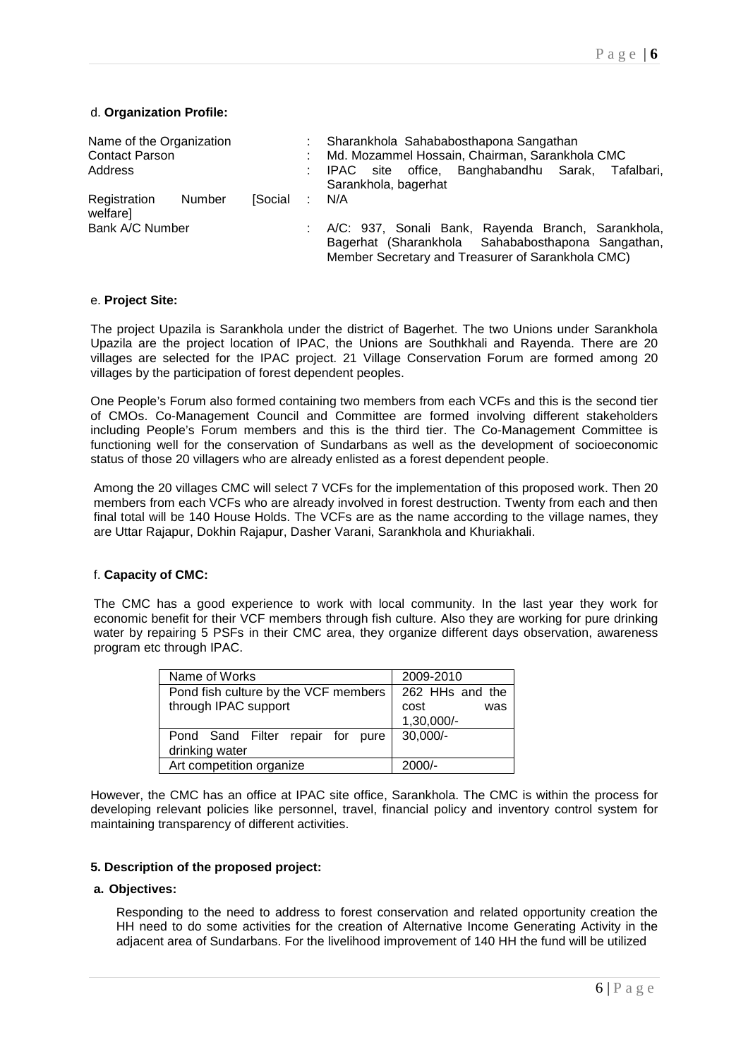d. **Organization Profile:**

| | | |
|---|---|---|
| Name of the Organization | : | Sharankhola Sahababosthapona Sangathan |
| Contact Parson | : | Md. Mozammel Hossain, Chairman, Sarankhola CMC |
| Address | : | IPAC site office, Banghabandhu Sarak, Tafalbari, Sarankhola, bagerhat |
| Registration Number [Social welfare] | : | N/A |
| Bank A/C Number | : | A/C: 937, Sonali Bank, Rayenda Branch, Sarankhola, Bagerhat (Sharankhola Sahababosthapona Sangathan, Member Secretary and Treasurer of Sarankhola CMC) |

e. **Project Site:**

The project Upazila is Sarankhola under the district of Bagerhet. The two Unions under Sarankhola Upazila are the project location of IPAC, the Unions are Southkhali and Rayenda. There are 20 villages are selected for the IPAC project. 21 Village Conservation Forum are formed among 20 villages by the participation of forest dependent peoples.

One People's Forum also formed containing two members from each VCFs and this is the second tier of CMOs. Co-Management Council and Committee are formed involving different stakeholders including People's Forum members and this is the third tier. The Co-Management Committee is functioning well for the conservation of Sundarbans as well as the development of socioeconomic status of those 20 villagers who are already enlisted as a forest dependent people.

Among the 20 villages CMC will select 7 VCFs for the implementation of this proposed work. Then 20 members from each VCFs who are already involved in forest destruction. Twenty from each and then final total will be 140 House Holds. The VCFs are as the name according to the village names, they are Uttar Rajapur, Dokhin Rajapur, Dasher Varani, Sarankhola and Khuriakhali.

f. **Capacity of CMC:**

The CMC has a good experience to work with local community. In the last year they work for economic benefit for their VCF members through fish culture. Also they are working for pure drinking water by repairing 5 PSFs in their CMC area, they organize different days observation, awareness program etc through IPAC.

| Name of Works | 2009-2010 |
|---|---|
| Pond fish culture by the VCF members through IPAC support | 262 HHs and the cost was 1,30,000/- |
| Pond Sand Filter repair for pure drinking water | 30,000/- |
| Art competition organize | 2000/- |

However, the CMC has an office at IPAC site office, Sarankhola. The CMC is within the process for developing relevant policies like personnel, travel, financial policy and inventory control system for maintaining transparency of different activities.

**5. Description of the proposed project:**

**a. Objectives:**

Responding to the need to address to forest conservation and related opportunity creation the HH need to do some activities for the creation of Alternative Income Generating Activity in the adjacent area of Sundarbans. For the livelihood improvement of 140 HH the fund will be utilized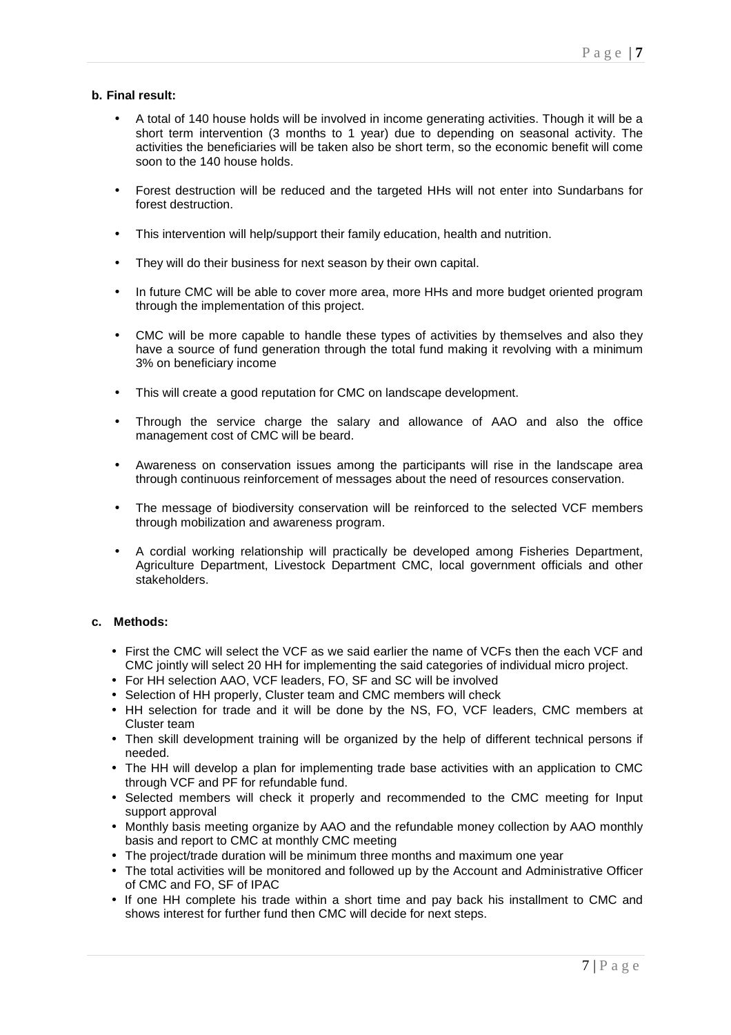**b. Final result:**

- A total of 140 house holds will be involved in income generating activities. Though it will be a short term intervention (3 months to 1 year) due to depending on seasonal activity. The activities the beneficiaries will be taken also be short term, so the economic benefit will come soon to the 140 house holds.
- Forest destruction will be reduced and the targeted HHs will not enter into Sundarbans for forest destruction.
- This intervention will help/support their family education, health and nutrition.
- They will do their business for next season by their own capital.
- In future CMC will be able to cover more area, more HHs and more budget oriented program through the implementation of this project.
- CMC will be more capable to handle these types of activities by themselves and also they have a source of fund generation through the total fund making it revolving with a minimum 3% on beneficiary income
- This will create a good reputation for CMC on landscape development.
- Through the service charge the salary and allowance of AAO and also the office management cost of CMC will be beard.
- Awareness on conservation issues among the participants will rise in the landscape area through continuous reinforcement of messages about the need of resources conservation.
- The message of biodiversity conservation will be reinforced to the selected VCF members through mobilization and awareness program.
- A cordial working relationship will practically be developed among Fisheries Department, Agriculture Department, Livestock Department CMC, local government officials and other stakeholders.

**c. Methods:**

- First the CMC will select the VCF as we said earlier the name of VCFs then the each VCF and CMC jointly will select 20 HH for implementing the said categories of individual micro project.
- For HH selection AAO, VCF leaders, FO, SF and SC will be involved
- Selection of HH properly, Cluster team and CMC members will check
- HH selection for trade and it will be done by the NS, FO, VCF leaders, CMC members at Cluster team
- Then skill development training will be organized by the help of different technical persons if needed.
- The HH will develop a plan for implementing trade base activities with an application to CMC through VCF and PF for refundable fund.
- Selected members will check it properly and recommended to the CMC meeting for Input support approval
- Monthly basis meeting organize by AAO and the refundable money collection by AAO monthly basis and report to CMC at monthly CMC meeting
- The project/trade duration will be minimum three months and maximum one year
- The total activities will be monitored and followed up by the Account and Administrative Officer of CMC and FO, SF of IPAC
- If one HH complete his trade within a short time and pay back his installment to CMC and shows interest for further fund then CMC will decide for next steps.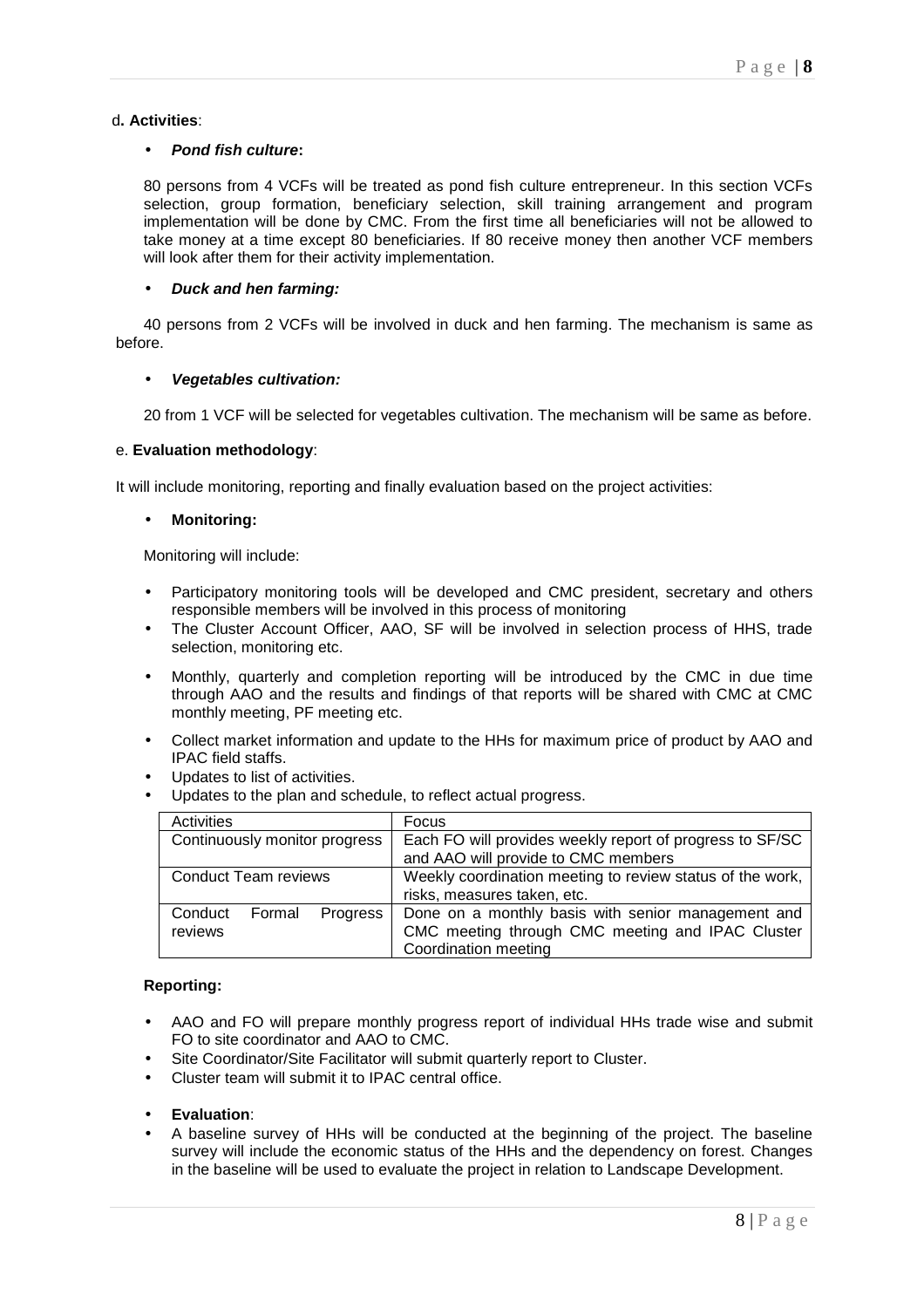d**. Activities**:

- ***Pond fish culture*:**

80 persons from 4 VCFs will be treated as pond fish culture entrepreneur. In this section VCFs selection, group formation, beneficiary selection, skill training arrangement and program implementation will be done by CMC. From the first time all beneficiaries will not be allowed to take money at a time except 80 beneficiaries. If 80 receive money then another VCF members will look after them for their activity implementation.

- ***Duck and hen farming:***

40 persons from 2 VCFs will be involved in duck and hen farming. The mechanism is same as before.

- ***Vegetables cultivation:***

20 from 1 VCF will be selected for vegetables cultivation. The mechanism will be same as before.

e. **Evaluation methodology**:

It will include monitoring, reporting and finally evaluation based on the project activities:

- **Monitoring:**

Monitoring will include:

- Participatory monitoring tools will be developed and CMC president, secretary and others responsible members will be involved in this process of monitoring
- The Cluster Account Officer, AAO, SF will be involved in selection process of HHS, trade selection, monitoring etc.
- Monthly, quarterly and completion reporting will be introduced by the CMC in due time through AAO and the results and findings of that reports will be shared with CMC at CMC monthly meeting, PF meeting etc.
- Collect market information and update to the HHs for maximum price of product by AAO and IPAC field staffs.
- Updates to list of activities.
- Updates to the plan and schedule, to reflect actual progress.

| Activities | Focus |
|---|---|
| Continuously monitor progress | Each FO will provides weekly report of progress to SF/SC and AAO will provide to CMC members |
| Conduct Team reviews | Weekly coordination meeting to review status of the work, risks, measures taken, etc. |
| Conduct Formal Progress reviews | Done on a monthly basis with senior management and CMC meeting through CMC meeting and IPAC Cluster Coordination meeting |

**Reporting:**

- AAO and FO will prepare monthly progress report of individual HHs trade wise and submit FO to site coordinator and AAO to CMC.
- Site Coordinator/Site Facilitator will submit quarterly report to Cluster.
- Cluster team will submit it to IPAC central office.

- **Evaluation**:
- A baseline survey of HHs will be conducted at the beginning of the project. The baseline survey will include the economic status of the HHs and the dependency on forest. Changes in the baseline will be used to evaluate the project in relation to Landscape Development.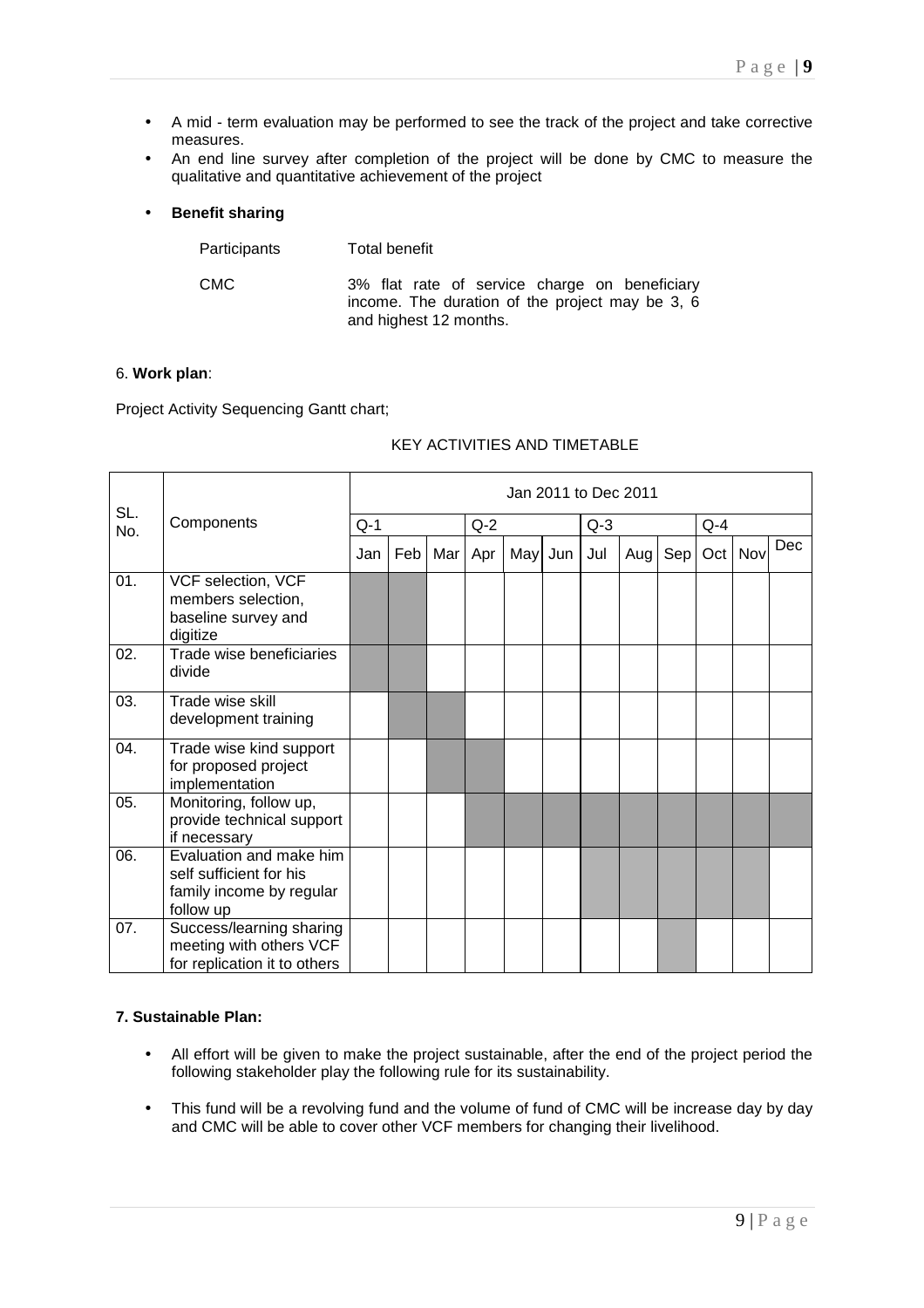- A mid - term evaluation may be performed to see the track of the project and take corrective measures.
- An end line survey after completion of the project will be done by CMC to measure the qualitative and quantitative achievement of the project

- **Benefit sharing**

| Participants | Total benefit |
|---|---|
| CMC | 3% flat rate of service charge on beneficiary income. The duration of the project may be 3, 6 and highest 12 months. |

6. **Work plan**:

Project Activity Sequencing Gantt chart;

KEY ACTIVITIES AND TIMETABLE

| SL. No. | Components | Jan 2011 to Dec 2011 | | | | | | | | | | | |
|---|---|---|---|---|---|---|---|---|---|---|---|---|---|
| | | Q-1 | | | Q-2 | | | Q-3 | | | Q-4 | | |
| | | Jan | Feb | Mar | Apr | May | Jun | Jul | Aug | Sep | Oct | Nov | Dec |
| 01. | VCF selection, VCF members selection, baseline survey and digitize | ■ | ■ | | | | | | | | | | |
| 02. | Trade wise beneficiaries divide | ■ | ■ | | | | | | | | | | |
| 03. | Trade wise skill development training | | ■ | ■ | | | | | | | | | |
| 04. | Trade wise kind support for proposed project implementation | | | ■ | ■ | | | | | | | | |
| 05. | Monitoring, follow up, provide technical support if necessary | | | | ■ | ■ | ■ | ■ | ■ | ■ | ■ | ■ | ■ |
| 06. | Evaluation and make him self sufficient for his family income by regular follow up | | | | | | | ■ | ■ | ■ | ■ | ■ | |
| 07. | Success/learning sharing meeting with others VCF for replication it to others | | | | | | | | | ■ | | | |

**7. Sustainable Plan:**

- All effort will be given to make the project sustainable, after the end of the project period the following stakeholder play the following rule for its sustainability.

- This fund will be a revolving fund and the volume of fund of CMC will be increase day by day and CMC will be able to cover other VCF members for changing their livelihood.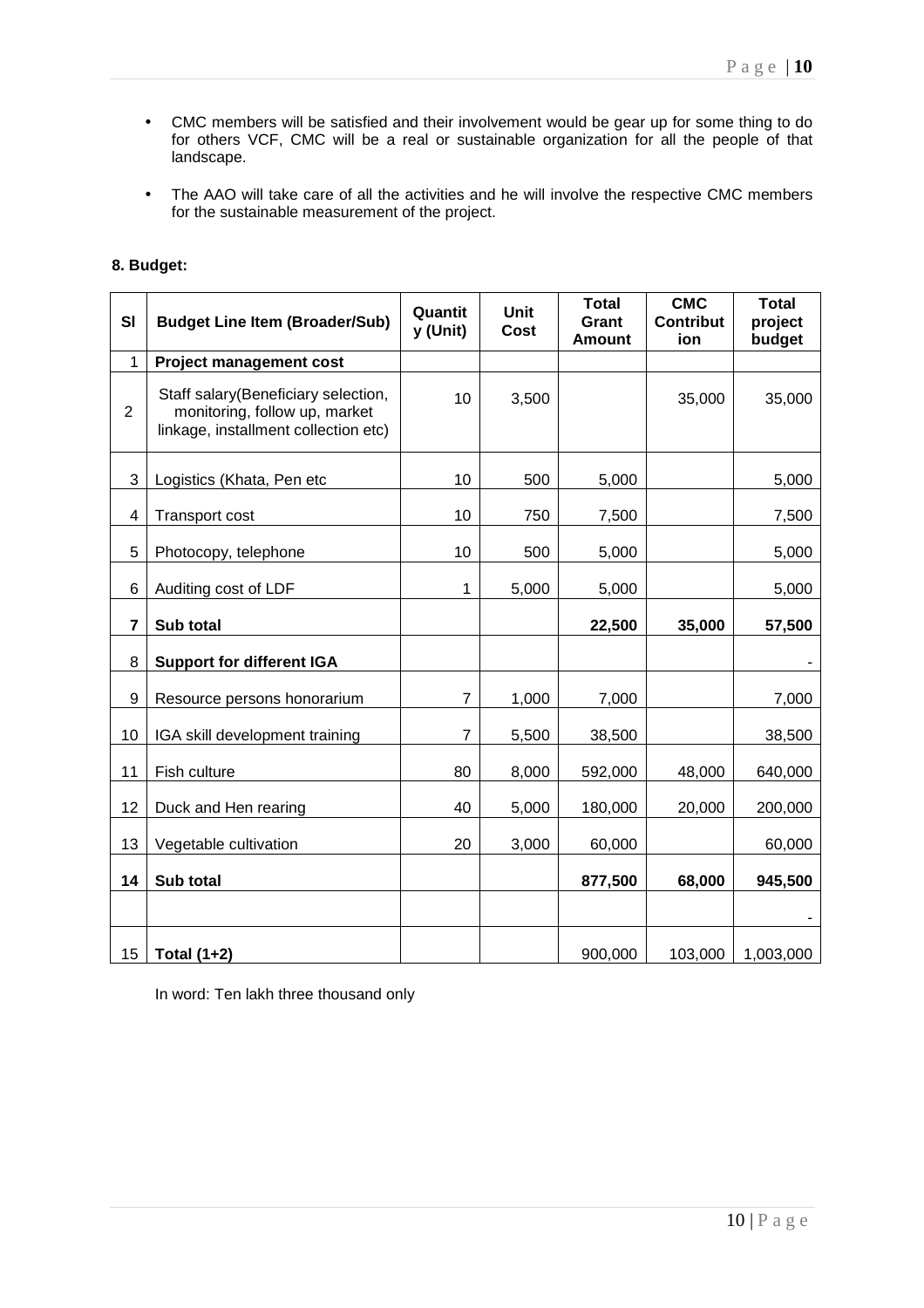- CMC members will be satisfied and their involvement would be gear up for some thing to do for others VCF, CMC will be a real or sustainable organization for all the people of that landscape.
- The AAO will take care of all the activities and he will involve the respective CMC members for the sustainable measurement of the project.

**8. Budget:**

| Sl | Budget Line Item (Broader/Sub) | Quantity (Unit) | Unit Cost | Total Grant Amount | CMC Contribution | Total project budget |
|---|---|---|---|---|---|---|
| 1 | **Project management cost** | | | | | |
| 2 | Staff salary(Beneficiary selection, monitoring, follow up, market linkage, installment collection etc) | 10 | 3,500 | | 35,000 | 35,000 |
| 3 | Logistics (Khata, Pen etc | 10 | 500 | 5,000 | | 5,000 |
| 4 | Transport cost | 10 | 750 | 7,500 | | 7,500 |
| 5 | Photocopy, telephone | 10 | 500 | 5,000 | | 5,000 |
| 6 | Auditing cost of LDF | 1 | 5,000 | 5,000 | | 5,000 |
| **7** | **Sub total** | | | **22,500** | **35,000** | **57,500** |
| 8 | **Support for different IGA** | | | | | - |
| 9 | Resource persons honorarium | 7 | 1,000 | 7,000 | | 7,000 |
| 10 | IGA skill development training | 7 | 5,500 | 38,500 | | 38,500 |
| 11 | Fish culture | 80 | 8,000 | 592,000 | 48,000 | 640,000 |
| 12 | Duck and Hen rearing | 40 | 5,000 | 180,000 | 20,000 | 200,000 |
| 13 | Vegetable cultivation | 20 | 3,000 | 60,000 | | 60,000 |
| **14** | **Sub total** | | | **877,500** | **68,000** | **945,500** |
| | | | | | | - |
| 15 | **Total (1+2)** | | | 900,000 | 103,000 | 1,003,000 |

In word: Ten lakh three thousand only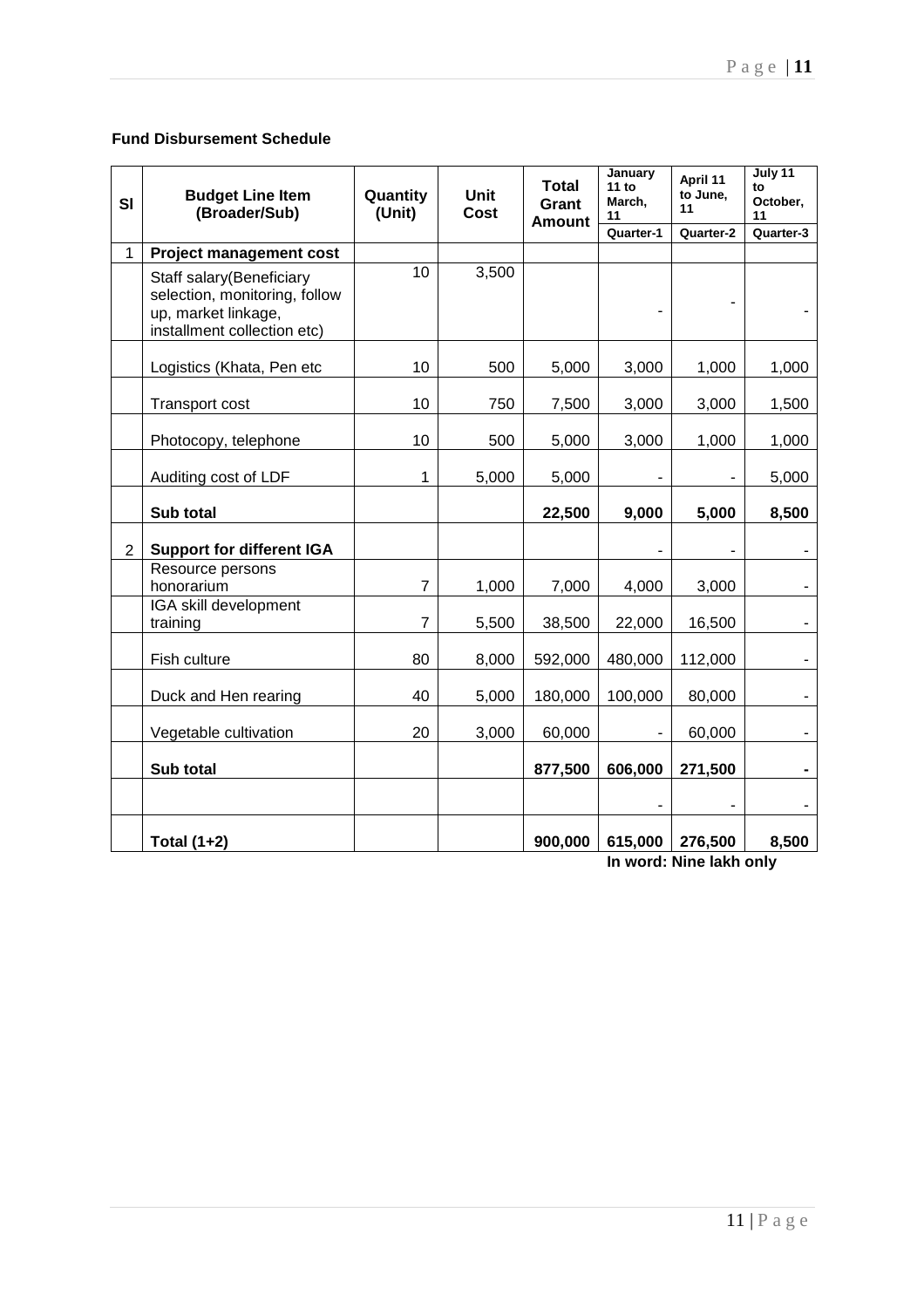**Fund Disbursement Schedule**

| Sl | Budget Line Item (Broader/Sub) | Quantity (Unit) | Unit Cost | Total Grant Amount | January 11 to March, 11 | April 11 to June, 11 | July 11 to October, 11 |
|---|---|---|---|---|---|---|---|
| | | | | | Quarter-1 | Quarter-2 | Quarter-3 |
| 1 | **Project management cost** | | | | | | |
| | Staff salary(Beneficiary selection, monitoring, follow up, market linkage, installment collection etc) | 10 | 3,500 | | - | - | - |
| | Logistics (Khata, Pen etc | 10 | 500 | 5,000 | 3,000 | 1,000 | 1,000 |
| | Transport cost | 10 | 750 | 7,500 | 3,000 | 3,000 | 1,500 |
| | Photocopy, telephone | 10 | 500 | 5,000 | 3,000 | 1,000 | 1,000 |
| | Auditing cost of LDF | 1 | 5,000 | 5,000 | - | - | 5,000 |
| | **Sub total** | | | **22,500** | **9,000** | **5,000** | **8,500** |
| 2 | **Support for different IGA** | | | | - | - | - |
| | Resource persons honorarium | 7 | 1,000 | 7,000 | 4,000 | 3,000 | - |
| | IGA skill development training | 7 | 5,500 | 38,500 | 22,000 | 16,500 | - |
| | Fish culture | 80 | 8,000 | 592,000 | 480,000 | 112,000 | - |
| | Duck and Hen rearing | 40 | 5,000 | 180,000 | 100,000 | 80,000 | - |
| | Vegetable cultivation | 20 | 3,000 | 60,000 | - | 60,000 | - |
| | **Sub total** | | | **877,500** | **606,000** | **271,500** | **-** |
| | | | | | - | - | - |
| | **Total (1+2)** | | | **900,000** | **615,000** | **276,500** | **8,500** |

**In word: Nine lakh only**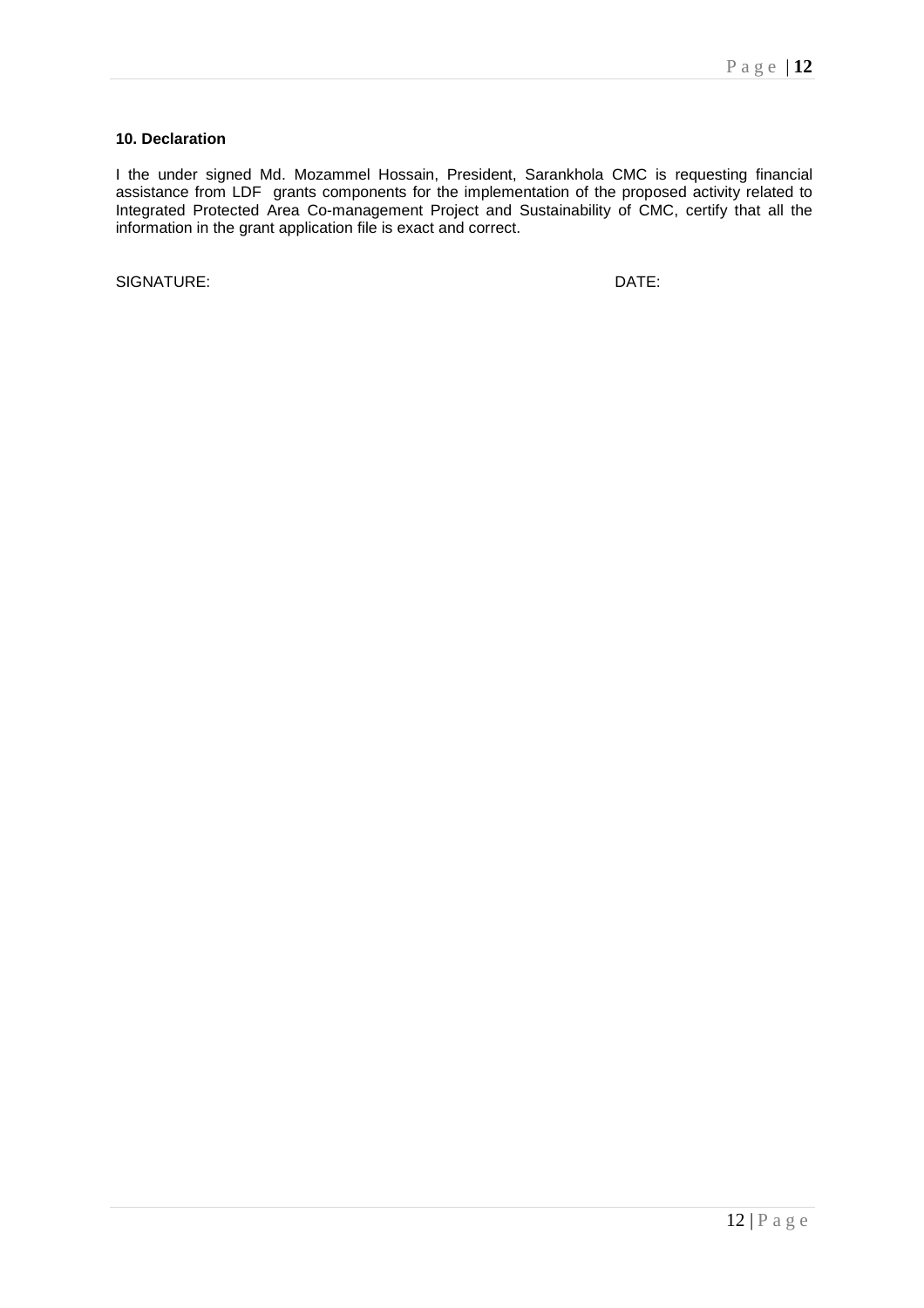**10. Declaration**

I the under signed Md. Mozammel Hossain, President, Sarankhola CMC is requesting financial assistance from LDF grants components for the implementation of the proposed activity related to Integrated Protected Area Co-management Project and Sustainability of CMC, certify that all the information in the grant application file is exact and correct.

SIGNATURE: DATE: